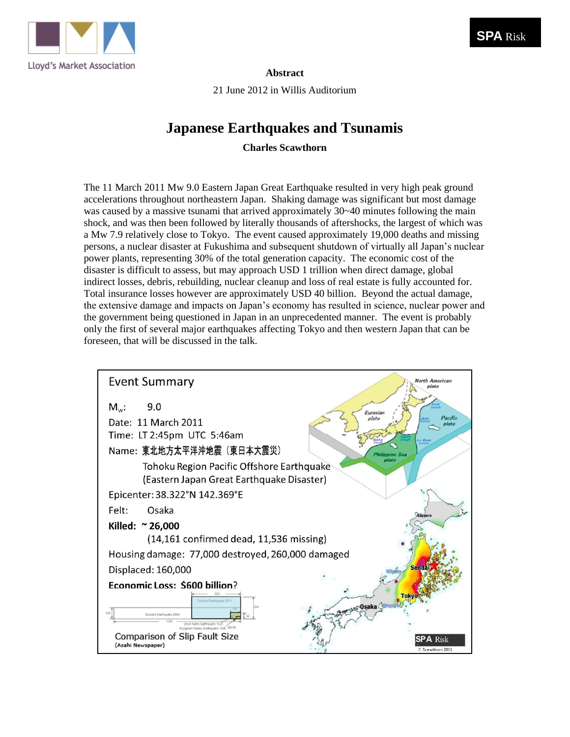Lloyd's Market Association

SPA Risk

**Abstract**

21 June 2012 in Willis Auditorium

# Japanese Earthquakes and Tsunamis

**Charles Scawthorn**

The 11 March 2011 Mw 9.0 Eastern Japan Great Earthquake resulted in very high peak ground accelerations throughout northeastern Japan. Shaking damage was significant but most damage was caused by a massive tsunami that arrived approximately 30~40 minutes following the main shock, and was then been followed by literally thousands of aftershocks, the largest of which was a Mw 7.9 relatively close to Tokyo. The event caused approximately 19,000 deaths and missing persons, a nuclear disaster at Fukushima and subsequent shutdown of virtually all Japan's nuclear power plants, representing 30% of the total generation capacity. The economic cost of the disaster is difficult to assess, but may approach USD 1 trillion when direct damage, global indirect losses, debris, rebuilding, nuclear cleanup and loss of real estate is fully accounted for. Total insurance losses however are approximately USD 40 billion. Beyond the actual damage, the extensive damage and impacts on Japan's economy has resulted in science, nuclear power and the government being questioned in Japan in an unprecedented manner. The event is probably only the first of several major earthquakes affecting Tokyo and then western Japan that can be foreseen, that will be discussed in the talk.

## Event Summary

$M_w$: 9.0

Date: 11 March 2011

Time: LT 2:45pm UTC 5:46am

Name: 東北地方太平洋沖地震（東日本大震災）

Tohoku Region Pacific Offshore Earthquake

(Eastern Japan Great Earthquake Disaster)

Epicenter: 38.322°N 142.369°E

Felt: Osaka

**Killed: ~ 26,000**

(14,161 confirmed dead, 11,536 missing)

Housing damage: 77,000 destroyed, 260,000 damaged

Displaced: 160,000

**Economic Loss: $600 billion?**

Comparison of Slip Fault Size

(Asahi Newspaper)

SPA Risk

C. Scawthorn 2011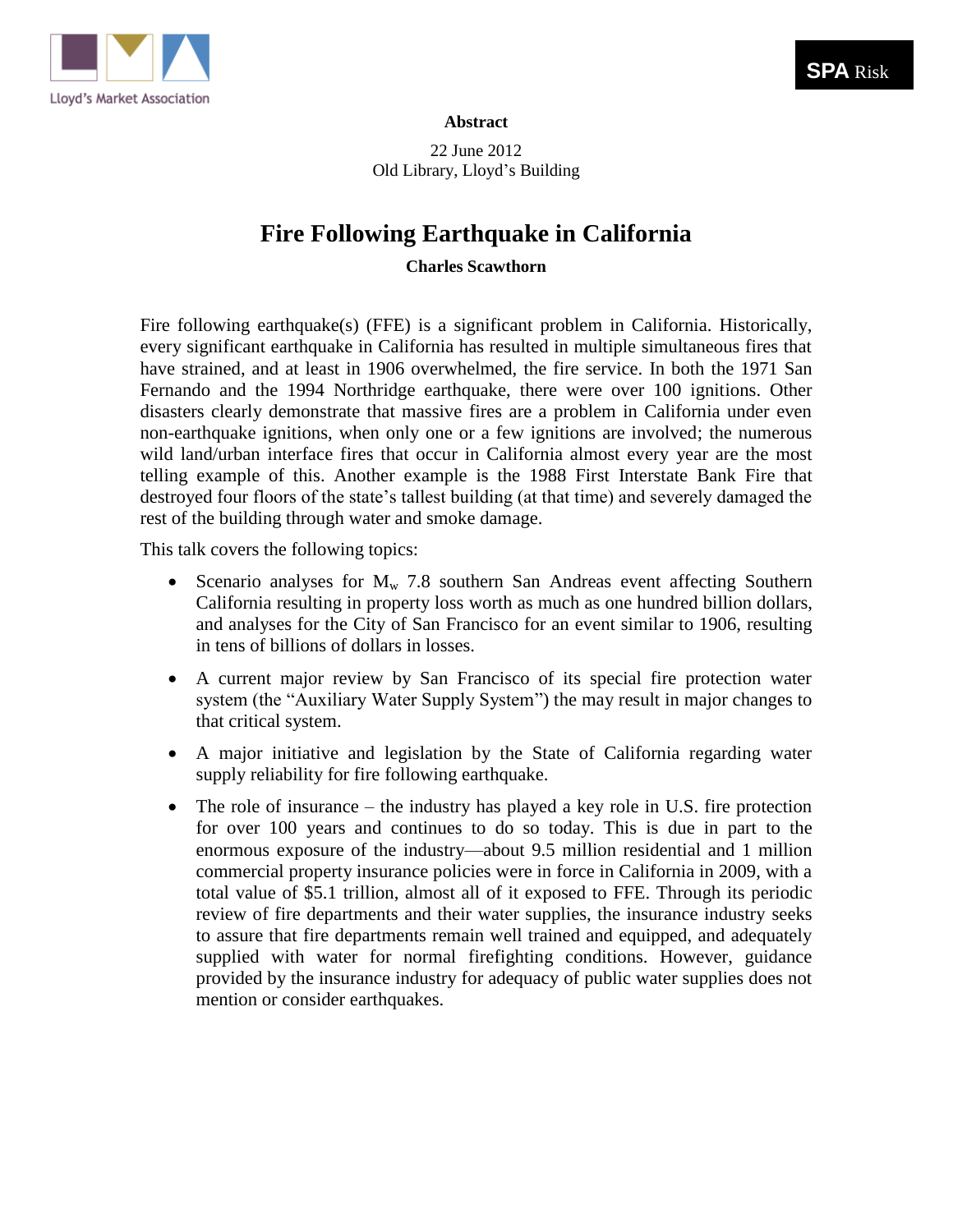**Abstract**

22 June 2012
Old Library, Lloyd's Building

# Fire Following Earthquake in California

**Charles Scawthorn**

Fire following earthquake(s) (FFE) is a significant problem in California. Historically, every significant earthquake in California has resulted in multiple simultaneous fires that have strained, and at least in 1906 overwhelmed, the fire service. In both the 1971 San Fernando and the 1994 Northridge earthquake, there were over 100 ignitions. Other disasters clearly demonstrate that massive fires are a problem in California under even non-earthquake ignitions, when only one or a few ignitions are involved; the numerous wild land/urban interface fires that occur in California almost every year are the most telling example of this. Another example is the 1988 First Interstate Bank Fire that destroyed four floors of the state's tallest building (at that time) and severely damaged the rest of the building through water and smoke damage.

This talk covers the following topics:

- Scenario analyses for $M_w$ 7.8 southern San Andreas event affecting Southern California resulting in property loss worth as much as one hundred billion dollars, and analyses for the City of San Francisco for an event similar to 1906, resulting in tens of billions of dollars in losses.
- A current major review by San Francisco of its special fire protection water system (the "Auxiliary Water Supply System") the may result in major changes to that critical system.
- A major initiative and legislation by the State of California regarding water supply reliability for fire following earthquake.
- The role of insurance – the industry has played a key role in U.S. fire protection for over 100 years and continues to do so today. This is due in part to the enormous exposure of the industry—about 9.5 million residential and 1 million commercial property insurance policies were in force in California in 2009, with a total value of $5.1 trillion, almost all of it exposed to FFE. Through its periodic review of fire departments and their water supplies, the insurance industry seeks to assure that fire departments remain well trained and equipped, and adequately supplied with water for normal firefighting conditions. However, guidance provided by the insurance industry for adequacy of public water supplies does not mention or consider earthquakes.